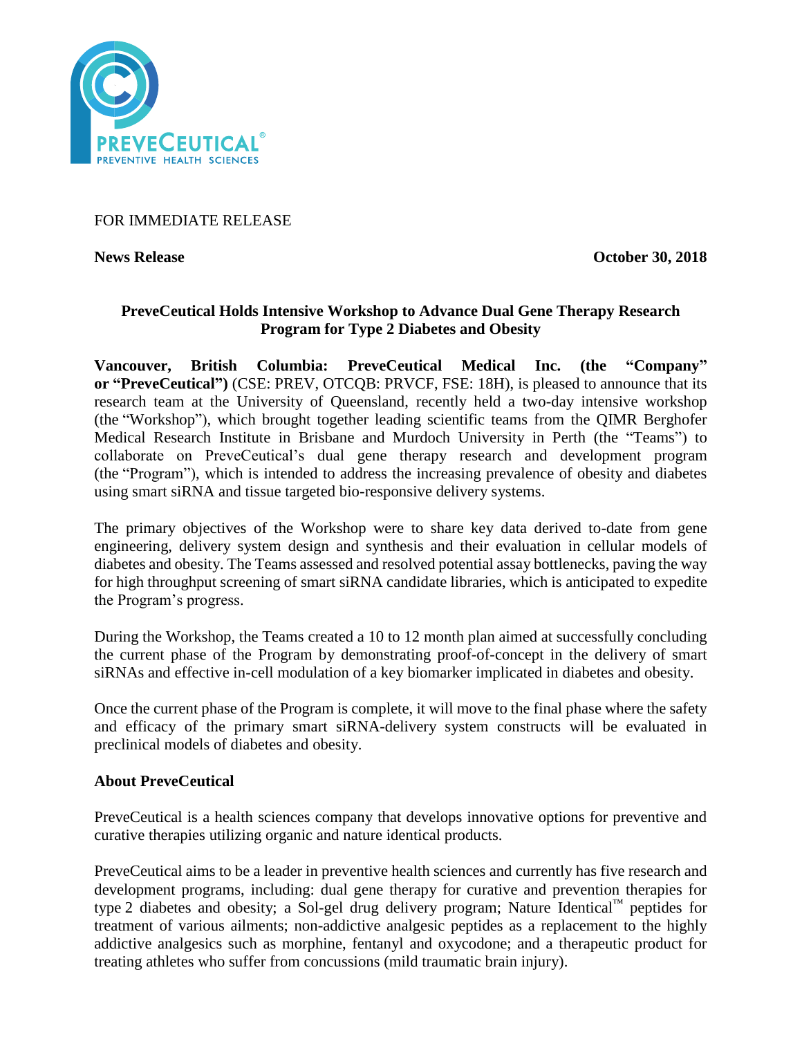FOR IMMEDIATE RELEASE

**News Release** **October 30, 2018**

## PreveCeutical Holds Intensive Workshop to Advance Dual Gene Therapy Research Program for Type 2 Diabetes and Obesity

**Vancouver, British Columbia: PreveCeutical Medical Inc. (the "Company" or "PreveCeutical")** (CSE: PREV, OTCQB: PRVCF, FSE: 18H), is pleased to announce that its research team at the University of Queensland, recently held a two-day intensive workshop (the "Workshop"), which brought together leading scientific teams from the QIMR Berghofer Medical Research Institute in Brisbane and Murdoch University in Perth (the "Teams") to collaborate on PreveCeutical's dual gene therapy research and development program (the "Program"), which is intended to address the increasing prevalence of obesity and diabetes using smart siRNA and tissue targeted bio-responsive delivery systems.

The primary objectives of the Workshop were to share key data derived to-date from gene engineering, delivery system design and synthesis and their evaluation in cellular models of diabetes and obesity. The Teams assessed and resolved potential assay bottlenecks, paving the way for high throughput screening of smart siRNA candidate libraries, which is anticipated to expedite the Program's progress.

During the Workshop, the Teams created a 10 to 12 month plan aimed at successfully concluding the current phase of the Program by demonstrating proof-of-concept in the delivery of smart siRNAs and effective in-cell modulation of a key biomarker implicated in diabetes and obesity.

Once the current phase of the Program is complete, it will move to the final phase where the safety and efficacy of the primary smart siRNA-delivery system constructs will be evaluated in preclinical models of diabetes and obesity.

### About PreveCeutical

PreveCeutical is a health sciences company that develops innovative options for preventive and curative therapies utilizing organic and nature identical products.

PreveCeutical aims to be a leader in preventive health sciences and currently has five research and development programs, including: dual gene therapy for curative and prevention therapies for type 2 diabetes and obesity; a Sol-gel drug delivery program; Nature Identical™ peptides for treatment of various ailments; non-addictive analgesic peptides as a replacement to the highly addictive analgesics such as morphine, fentanyl and oxycodone; and a therapeutic product for treating athletes who suffer from concussions (mild traumatic brain injury).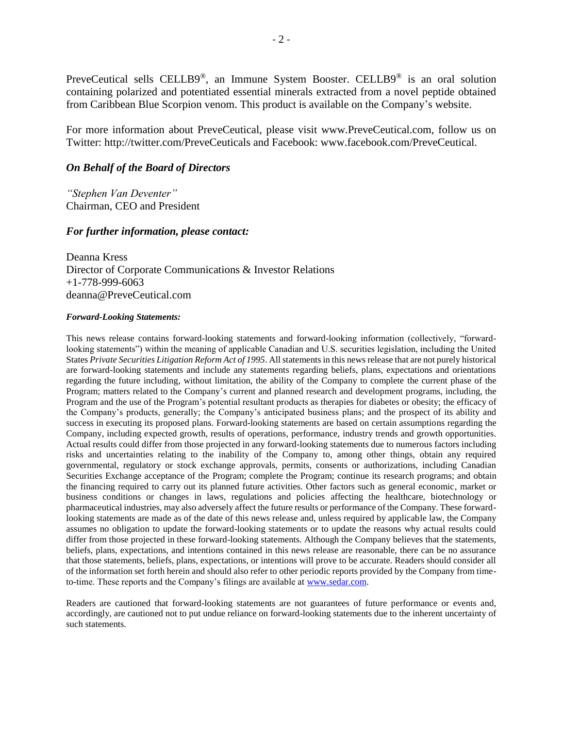PreveCeutical sells CELLB9®, an Immune System Booster. CELLB9® is an oral solution containing polarized and potentiated essential minerals extracted from a novel peptide obtained from Caribbean Blue Scorpion venom. This product is available on the Company's website.

For more information about PreveCeutical, please visit www.PreveCeutical.com, follow us on Twitter: http://twitter.com/PreveCeuticals and Facebook: www.facebook.com/PreveCeutical.

## *On Behalf of the Board of Directors*

*"Stephen Van Deventer"*
Chairman, CEO and President

## *For further information, please contact:*

Deanna Kress
Director of Corporate Communications & Investor Relations
+1-778-999-6063
deanna@PreveCeutical.com

***Forward-Looking Statements:***

This news release contains forward-looking statements and forward-looking information (collectively, "forward-looking statements") within the meaning of applicable Canadian and U.S. securities legislation, including the United States *Private Securities Litigation Reform Act of 1995*. All statements in this news release that are not purely historical are forward-looking statements and include any statements regarding beliefs, plans, expectations and orientations regarding the future including, without limitation, the ability of the Company to complete the current phase of the Program; matters related to the Company's current and planned research and development programs, including, the Program and the use of the Program's potential resultant products as therapies for diabetes or obesity; the efficacy of the Company's products, generally; the Company's anticipated business plans; and the prospect of its ability and success in executing its proposed plans. Forward-looking statements are based on certain assumptions regarding the Company, including expected growth, results of operations, performance, industry trends and growth opportunities. Actual results could differ from those projected in any forward-looking statements due to numerous factors including risks and uncertainties relating to the inability of the Company to, among other things, obtain any required governmental, regulatory or stock exchange approvals, permits, consents or authorizations, including Canadian Securities Exchange acceptance of the Program; complete the Program; continue its research programs; and obtain the financing required to carry out its planned future activities. Other factors such as general economic, market or business conditions or changes in laws, regulations and policies affecting the healthcare, biotechnology or pharmaceutical industries, may also adversely affect the future results or performance of the Company. These forward-looking statements are made as of the date of this news release and, unless required by applicable law, the Company assumes no obligation to update the forward-looking statements or to update the reasons why actual results could differ from those projected in these forward-looking statements. Although the Company believes that the statements, beliefs, plans, expectations, and intentions contained in this news release are reasonable, there can be no assurance that those statements, beliefs, plans, expectations, or intentions will prove to be accurate. Readers should consider all of the information set forth herein and should also refer to other periodic reports provided by the Company from time-to-time. These reports and the Company's filings are available at [www.sedar.com](http://www.sedar.com).

Readers are cautioned that forward-looking statements are not guarantees of future performance or events and, accordingly, are cautioned not to put undue reliance on forward-looking statements due to the inherent uncertainty of such statements.